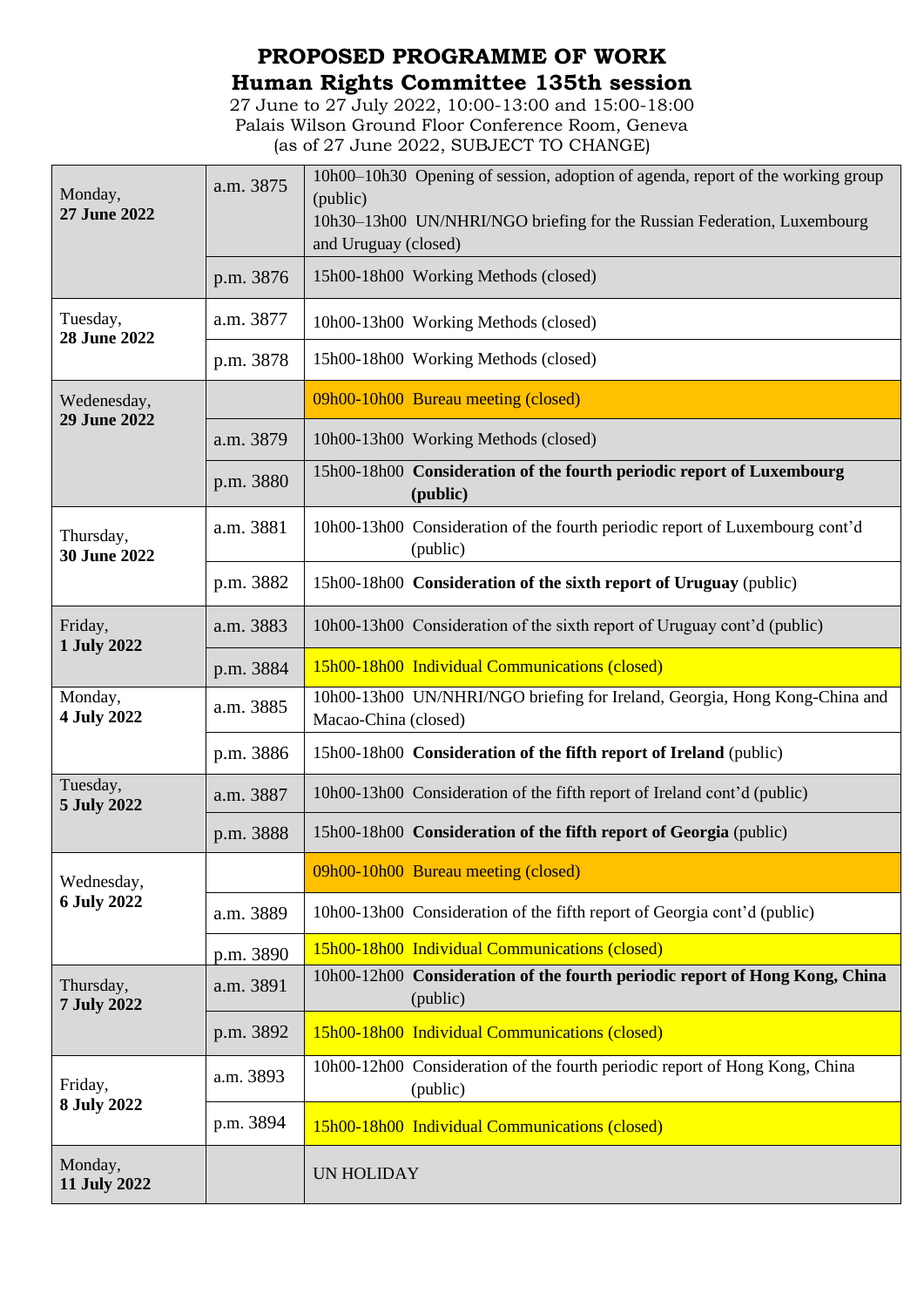# PROPOSED PROGRAMME OF WORK
## Human Rights Committee 135th session

27 June to 27 July 2022, 10:00-13:00 and 15:00-18:00
Palais Wilson Ground Floor Conference Room, Geneva
(as of 27 June 2022, SUBJECT TO CHANGE)

| | | |
|---|---|---|
| Monday, **27 June 2022** | a.m. 3875 | 10h00–10h30 Opening of session, adoption of agenda, report of the working group (public)<br>10h30–13h00 UN/NHRI/NGO briefing for the Russian Federation, Luxembourg and Uruguay (closed) |
| | p.m. 3876 | 15h00-18h00 Working Methods (closed) |
| Tuesday, **28 June 2022** | a.m. 3877 | 10h00-13h00 Working Methods (closed) |
| | p.m. 3878 | 15h00-18h00 Working Methods (closed) |
| Wedenesday, **29 June 2022** | | 09h00-10h00 Bureau meeting (closed) |
| | a.m. 3879 | 10h00-13h00 Working Methods (closed) |
| | p.m. 3880 | 15h00-18h00 **Consideration of the fourth periodic report of Luxembourg (public)** |
| Thursday, **30 June 2022** | a.m. 3881 | 10h00-13h00 Consideration of the fourth periodic report of Luxembourg cont'd (public) |
| | p.m. 3882 | 15h00-18h00 **Consideration of the sixth report of Uruguay** (public) |
| Friday, **1 July 2022** | a.m. 3883 | 10h00-13h00 Consideration of the sixth report of Uruguay cont'd (public) |
| | p.m. 3884 | 15h00-18h00 Individual Communications (closed) |
| Monday, **4 July 2022** | a.m. 3885 | 10h00-13h00 UN/NHRI/NGO briefing for Ireland, Georgia, Hong Kong-China and Macao-China (closed) |
| | p.m. 3886 | 15h00-18h00 **Consideration of the fifth report of Ireland** (public) |
| Tuesday, **5 July 2022** | a.m. 3887 | 10h00-13h00 Consideration of the fifth report of Ireland cont'd (public) |
| | p.m. 3888 | 15h00-18h00 **Consideration of the fifth report of Georgia** (public) |
| Wednesday, **6 July 2022** | | 09h00-10h00 Bureau meeting (closed) |
| | a.m. 3889 | 10h00-13h00 Consideration of the fifth report of Georgia cont'd (public) |
| | p.m. 3890 | 15h00-18h00 Individual Communications (closed) |
| Thursday, **7 July 2022** | a.m. 3891 | 10h00-12h00 **Consideration of the fourth periodic report of Hong Kong, China** (public) |
| | p.m. 3892 | 15h00-18h00 Individual Communications (closed) |
| Friday, **8 July 2022** | a.m. 3893 | 10h00-12h00 Consideration of the fourth periodic report of Hong Kong, China (public) |
| | p.m. 3894 | 15h00-18h00 Individual Communications (closed) |
| Monday, **11 July 2022** | | UN HOLIDAY |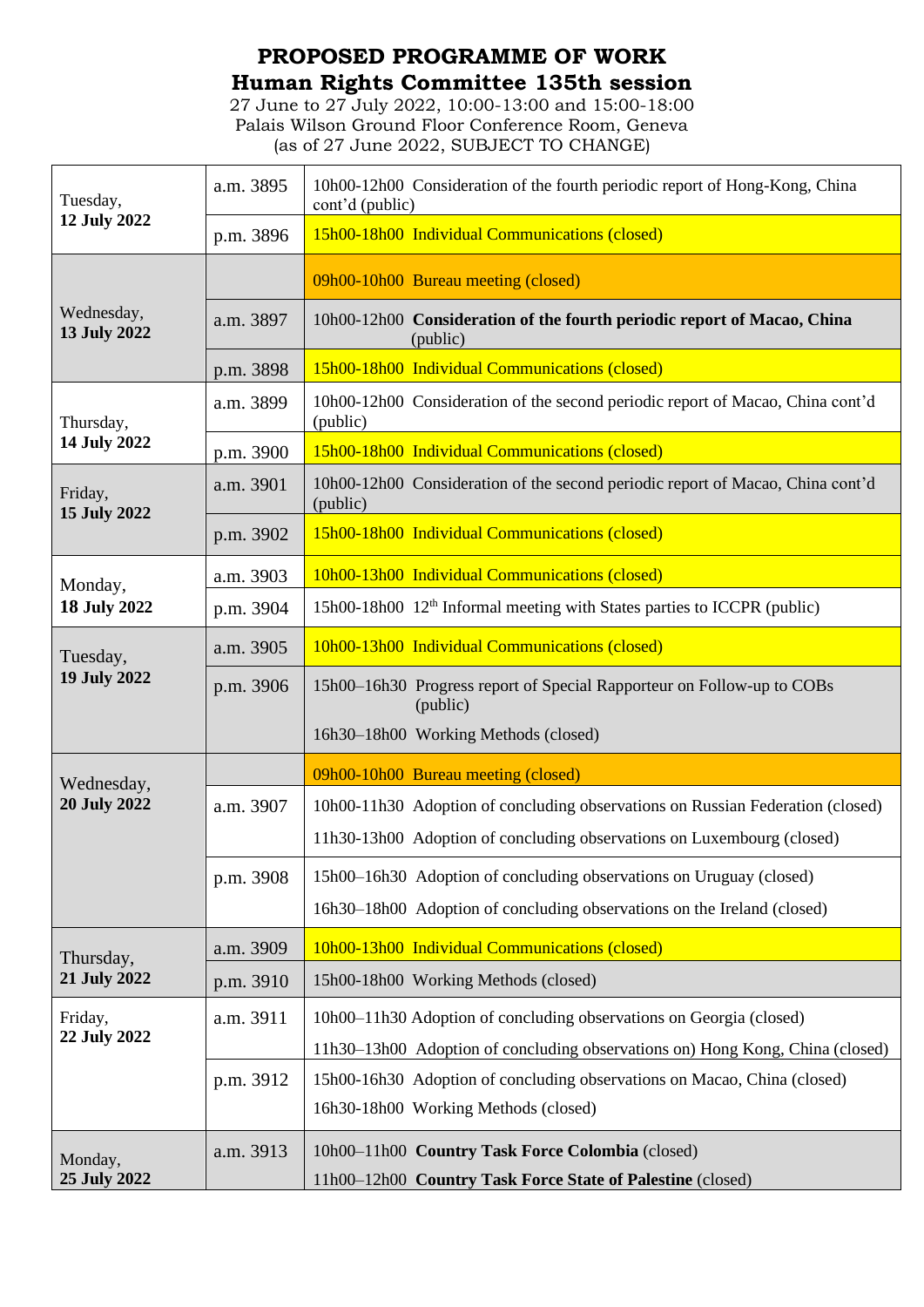# PROPOSED PROGRAMME OF WORK

## Human Rights Committee 135th session

27 June to 27 July 2022, 10:00-13:00 and 15:00-18:00
Palais Wilson Ground Floor Conference Room, Geneva
(as of 27 June 2022, SUBJECT TO CHANGE)

| Date | Meeting | Programme |
|---|---|---|
| Tuesday, **12 July 2022** | a.m. 3895 | 10h00-12h00 Consideration of the fourth periodic report of Hong-Kong, China cont'd (public) |
| | p.m. 3896 | 15h00-18h00 Individual Communications (closed) |
| Wednesday, **13 July 2022** | | 09h00-10h00 Bureau meeting (closed) |
| | a.m. 3897 | 10h00-12h00 **Consideration of the fourth periodic report of Macao, China** (public) |
| | p.m. 3898 | 15h00-18h00 Individual Communications (closed) |
| Thursday, **14 July 2022** | a.m. 3899 | 10h00-12h00 Consideration of the second periodic report of Macao, China cont'd (public) |
| | p.m. 3900 | 15h00-18h00 Individual Communications (closed) |
| Friday, **15 July 2022** | a.m. 3901 | 10h00-12h00 Consideration of the second periodic report of Macao, China cont'd (public) |
| | p.m. 3902 | 15h00-18h00 Individual Communications (closed) |
| Monday, **18 July 2022** | a.m. 3903 | 10h00-13h00 Individual Communications (closed) |
| | p.m. 3904 | 15h00-18h00 12th Informal meeting with States parties to ICCPR (public) |
| Tuesday, **19 July 2022** | a.m. 3905 | 10h00-13h00 Individual Communications (closed) |
| | p.m. 3906 | 15h00–16h30 Progress report of Special Rapporteur on Follow-up to COBs (public)<br>16h30–18h00 Working Methods (closed) |
| Wednesday, **20 July 2022** | | 09h00-10h00 Bureau meeting (closed) |
| | a.m. 3907 | 10h00-11h30 Adoption of concluding observations on Russian Federation (closed)<br>11h30-13h00 Adoption of concluding observations on Luxembourg (closed) |
| | p.m. 3908 | 15h00–16h30 Adoption of concluding observations on Uruguay (closed)<br>16h30–18h00 Adoption of concluding observations on the Ireland (closed) |
| Thursday, **21 July 2022** | a.m. 3909 | 10h00-13h00 Individual Communications (closed) |
| | p.m. 3910 | 15h00-18h00 Working Methods (closed) |
| Friday, **22 July 2022** | a.m. 3911 | 10h00–11h30 Adoption of concluding observations on Georgia (closed)<br>11h30-13h00 Adoption of concluding observations on) Hong Kong, China (closed) |
| | p.m. 3912 | 15h00-16h30 Adoption of concluding observations on Macao, China (closed)<br>16h30-18h00 Working Methods (closed) |
| Monday, **25 July 2022** | a.m. 3913 | 10h00–11h00 **Country Task Force Colombia** (closed)<br>11h00–12h00 **Country Task Force State of Palestine** (closed) |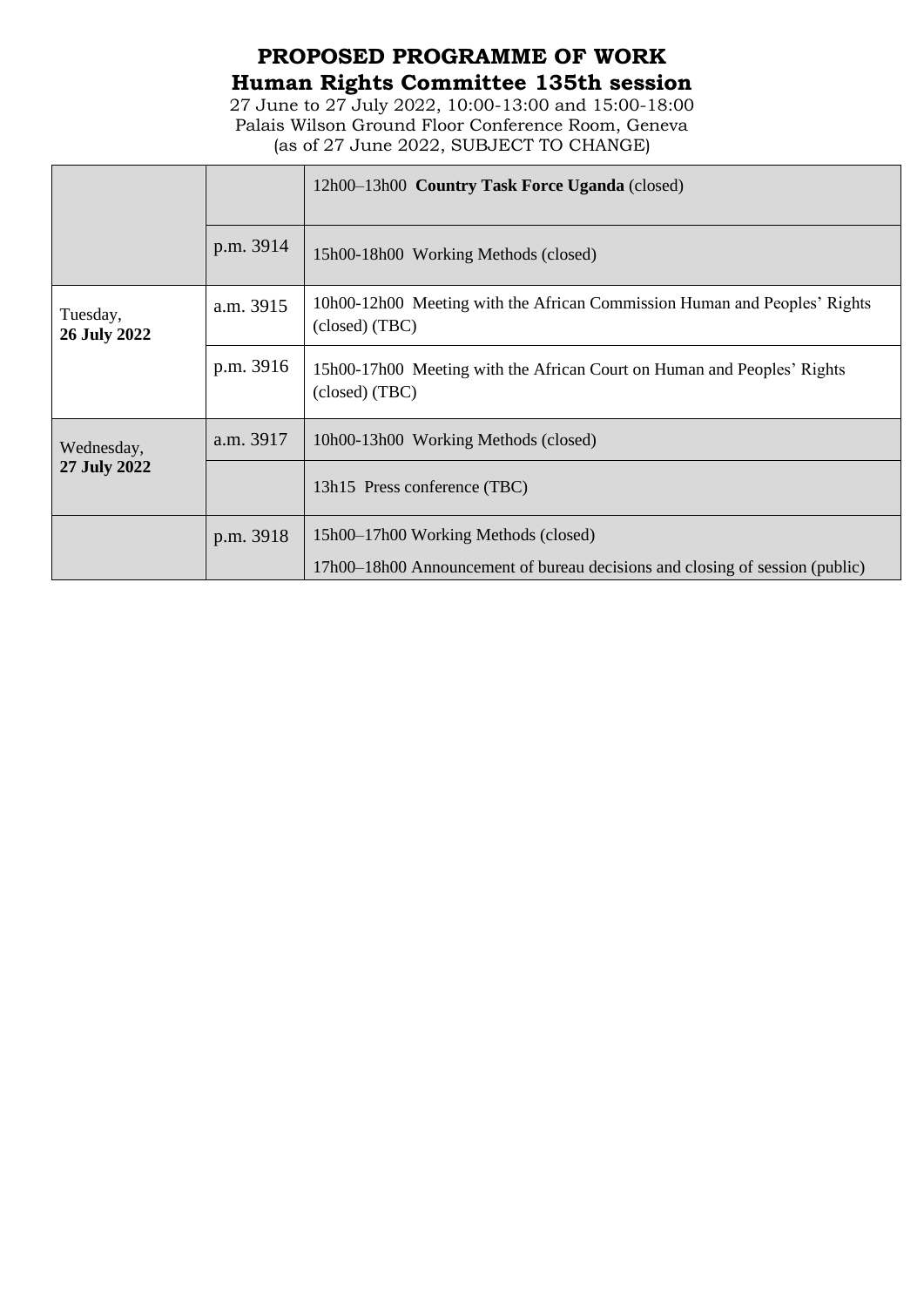# PROPOSED PROGRAMME OF WORK
## Human Rights Committee 135th session

27 June to 27 July 2022, 10:00-13:00 and 15:00-18:00
Palais Wilson Ground Floor Conference Room, Geneva
(as of 27 June 2022, SUBJECT TO CHANGE)

| | | |
|---|---|---|
| | | 12h00–13h00 **Country Task Force Uganda** (closed) |
| | p.m. 3914 | 15h00-18h00 Working Methods (closed) |
| Tuesday, **26 July 2022** | a.m. 3915 | 10h00-12h00 Meeting with the African Commission Human and Peoples' Rights (closed) (TBC) |
| | p.m. 3916 | 15h00-17h00 Meeting with the African Court on Human and Peoples' Rights (closed) (TBC) |
| Wednesday, **27 July 2022** | a.m. 3917 | 10h00-13h00 Working Methods (closed) |
| | | 13h15 Press conference (TBC) |
| | p.m. 3918 | 15h00–17h00 Working Methods (closed)<br>17h00–18h00 Announcement of bureau decisions and closing of session (public) |